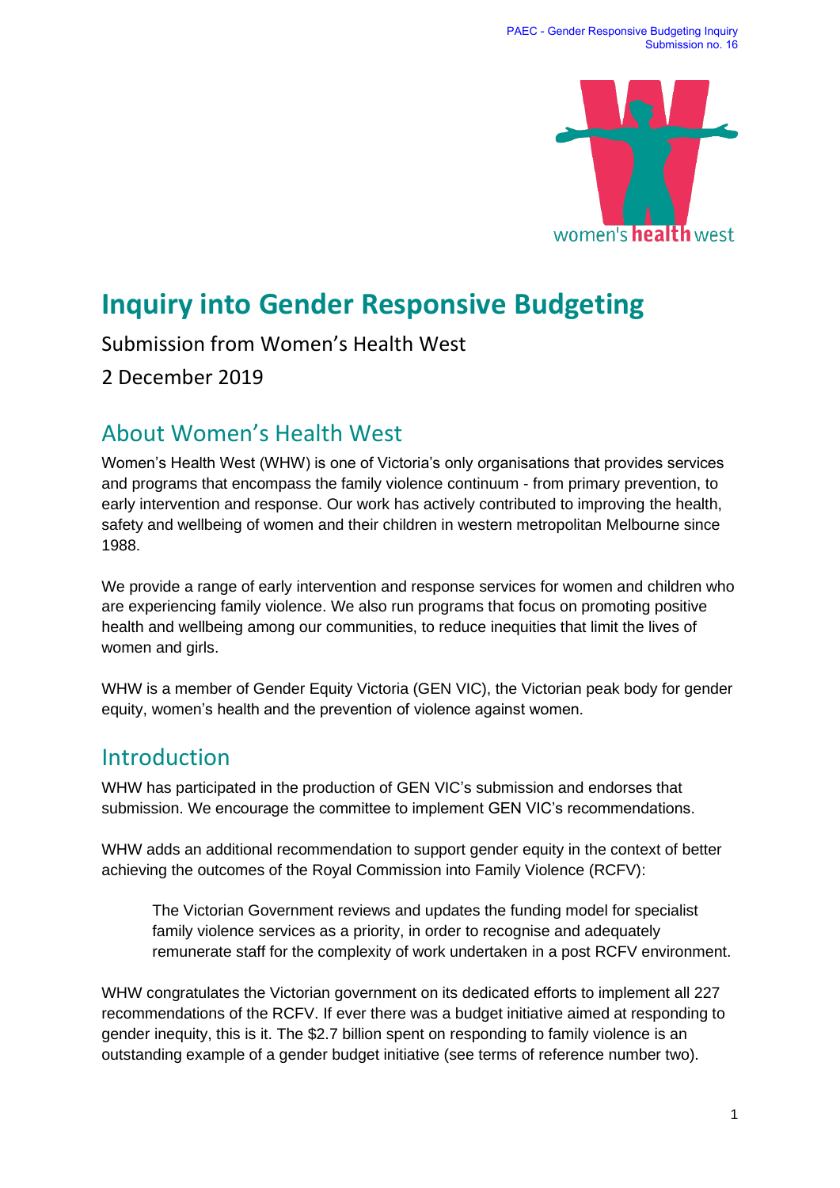# Inquiry into Gender Responsive Budgeting

Submission from Women's Health West

2 December 2019

## About Women's Health West

Women's Health West (WHW) is one of Victoria's only organisations that provides services and programs that encompass the family violence continuum - from primary prevention, to early intervention and response. Our work has actively contributed to improving the health, safety and wellbeing of women and their children in western metropolitan Melbourne since 1988.

We provide a range of early intervention and response services for women and children who are experiencing family violence. We also run programs that focus on promoting positive health and wellbeing among our communities, to reduce inequities that limit the lives of women and girls.

WHW is a member of Gender Equity Victoria (GEN VIC), the Victorian peak body for gender equity, women's health and the prevention of violence against women.

## Introduction

WHW has participated in the production of GEN VIC's submission and endorses that submission. We encourage the committee to implement GEN VIC's recommendations.

WHW adds an additional recommendation to support gender equity in the context of better achieving the outcomes of the Royal Commission into Family Violence (RCFV):

> The Victorian Government reviews and updates the funding model for specialist family violence services as a priority, in order to recognise and adequately remunerate staff for the complexity of work undertaken in a post RCFV environment.

WHW congratulates the Victorian government on its dedicated efforts to implement all 227 recommendations of the RCFV. If ever there was a budget initiative aimed at responding to gender inequity, this is it. The $2.7 billion spent on responding to family violence is an outstanding example of a gender budget initiative (see terms of reference number two).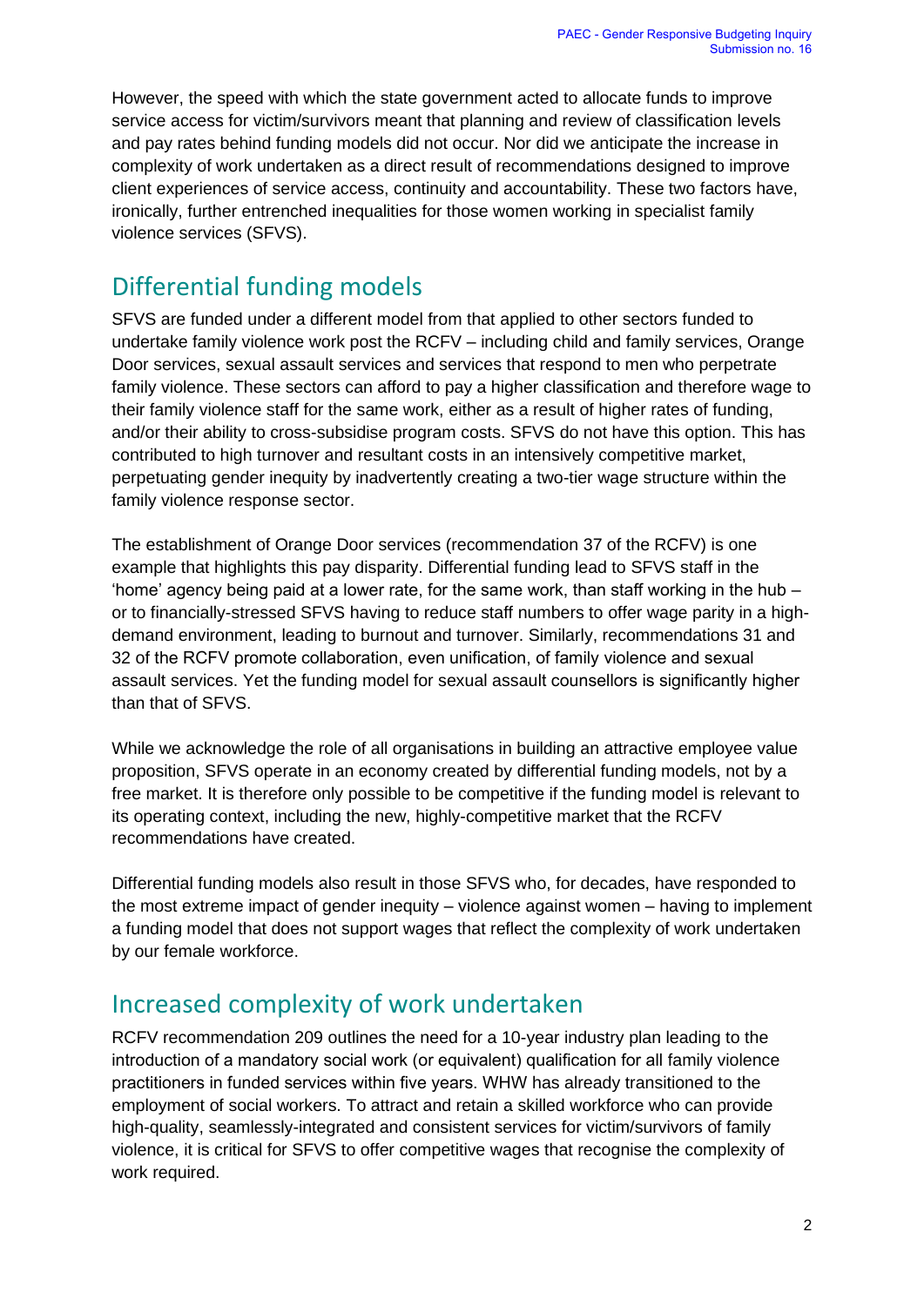However, the speed with which the state government acted to allocate funds to improve service access for victim/survivors meant that planning and review of classification levels and pay rates behind funding models did not occur. Nor did we anticipate the increase in complexity of work undertaken as a direct result of recommendations designed to improve client experiences of service access, continuity and accountability. These two factors have, ironically, further entrenched inequalities for those women working in specialist family violence services (SFVS).

## Differential funding models

SFVS are funded under a different model from that applied to other sectors funded to undertake family violence work post the RCFV – including child and family services, Orange Door services, sexual assault services and services that respond to men who perpetrate family violence. These sectors can afford to pay a higher classification and therefore wage to their family violence staff for the same work, either as a result of higher rates of funding, and/or their ability to cross-subsidise program costs. SFVS do not have this option. This has contributed to high turnover and resultant costs in an intensively competitive market, perpetuating gender inequity by inadvertently creating a two-tier wage structure within the family violence response sector.

The establishment of Orange Door services (recommendation 37 of the RCFV) is one example that highlights this pay disparity. Differential funding lead to SFVS staff in the 'home' agency being paid at a lower rate, for the same work, than staff working in the hub – or to financially-stressed SFVS having to reduce staff numbers to offer wage parity in a high-demand environment, leading to burnout and turnover. Similarly, recommendations 31 and 32 of the RCFV promote collaboration, even unification, of family violence and sexual assault services. Yet the funding model for sexual assault counsellors is significantly higher than that of SFVS.

While we acknowledge the role of all organisations in building an attractive employee value proposition, SFVS operate in an economy created by differential funding models, not by a free market. It is therefore only possible to be competitive if the funding model is relevant to its operating context, including the new, highly-competitive market that the RCFV recommendations have created.

Differential funding models also result in those SFVS who, for decades, have responded to the most extreme impact of gender inequity – violence against women – having to implement a funding model that does not support wages that reflect the complexity of work undertaken by our female workforce.

## Increased complexity of work undertaken

RCFV recommendation 209 outlines the need for a 10-year industry plan leading to the introduction of a mandatory social work (or equivalent) qualification for all family violence practitioners in funded services within five years. WHW has already transitioned to the employment of social workers. To attract and retain a skilled workforce who can provide high-quality, seamlessly-integrated and consistent services for victim/survivors of family violence, it is critical for SFVS to offer competitive wages that recognise the complexity of work required.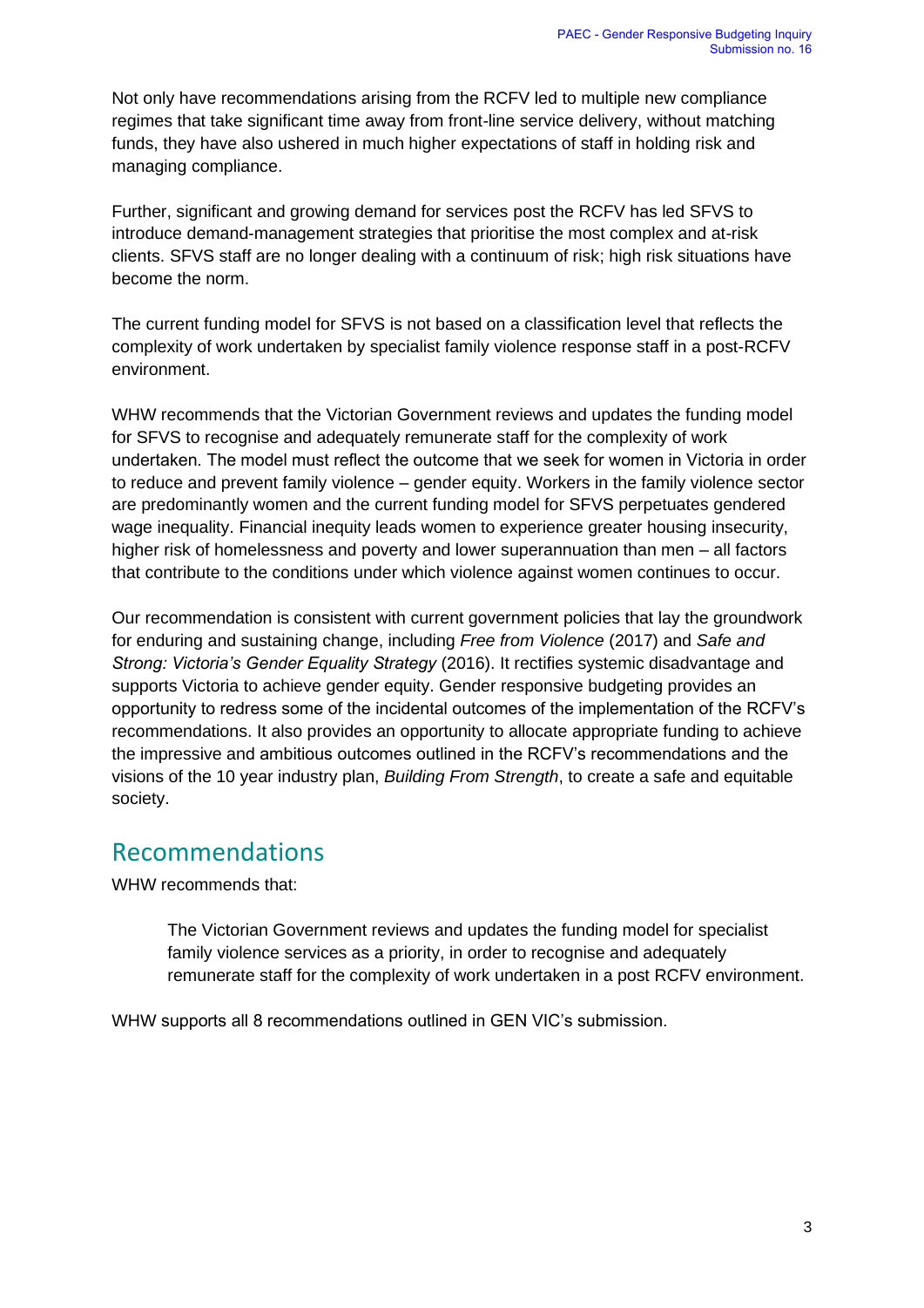Not only have recommendations arising from the RCFV led to multiple new compliance regimes that take significant time away from front-line service delivery, without matching funds, they have also ushered in much higher expectations of staff in holding risk and managing compliance.

Further, significant and growing demand for services post the RCFV has led SFVS to introduce demand-management strategies that prioritise the most complex and at-risk clients. SFVS staff are no longer dealing with a continuum of risk; high risk situations have become the norm.

The current funding model for SFVS is not based on a classification level that reflects the complexity of work undertaken by specialist family violence response staff in a post-RCFV environment.

WHW recommends that the Victorian Government reviews and updates the funding model for SFVS to recognise and adequately remunerate staff for the complexity of work undertaken. The model must reflect the outcome that we seek for women in Victoria in order to reduce and prevent family violence – gender equity. Workers in the family violence sector are predominantly women and the current funding model for SFVS perpetuates gendered wage inequality. Financial inequity leads women to experience greater housing insecurity, higher risk of homelessness and poverty and lower superannuation than men – all factors that contribute to the conditions under which violence against women continues to occur.

Our recommendation is consistent with current government policies that lay the groundwork for enduring and sustaining change, including *Free from Violence* (2017) and *Safe and Strong: Victoria's Gender Equality Strategy* (2016). It rectifies systemic disadvantage and supports Victoria to achieve gender equity. Gender responsive budgeting provides an opportunity to redress some of the incidental outcomes of the implementation of the RCFV's recommendations. It also provides an opportunity to allocate appropriate funding to achieve the impressive and ambitious outcomes outlined in the RCFV's recommendations and the visions of the 10 year industry plan, *Building From Strength*, to create a safe and equitable society.

## Recommendations

WHW recommends that:

> The Victorian Government reviews and updates the funding model for specialist family violence services as a priority, in order to recognise and adequately remunerate staff for the complexity of work undertaken in a post RCFV environment.

WHW supports all 8 recommendations outlined in GEN VIC's submission.